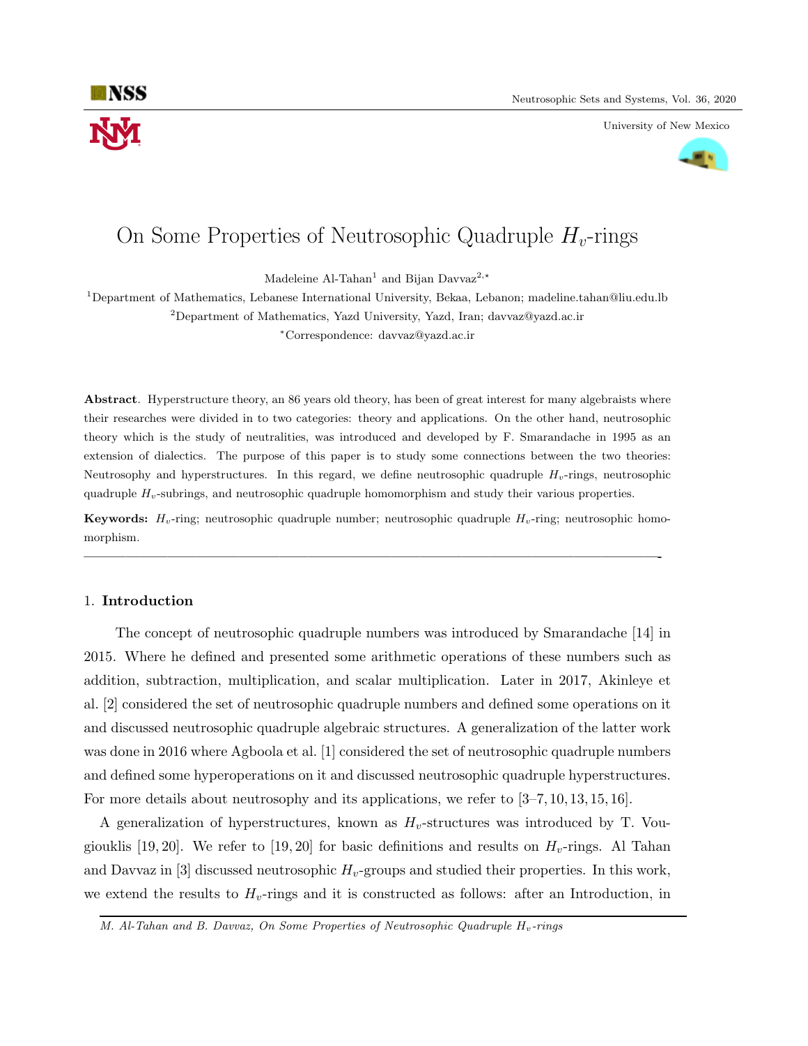# On Some Properties of Neutrosophic Quadruple $H_v$-rings

Madeleine Al-Tahan[1] and Bijan Davvaz[2,*]

[1]Department of Mathematics, Lebanese International University, Bekaa, Lebanon; madeline.tahan@liu.edu.lb

[2]Department of Mathematics, Yazd University, Yazd, Iran; davvaz@yazd.ac.ir

[*]Correspondence: davvaz@yazd.ac.ir

**Abstract**. Hyperstructure theory, an 86 years old theory, has been of great interest for many algebraists where their researches were divided in to two categories: theory and applications. On the other hand, neutrosophic theory which is the study of neutralities, was introduced and developed by F. Smarandache in 1995 as an extension of dialectics. The purpose of this paper is to study some connections between the two theories: Neutrosophy and hyperstructures. In this regard, we define neutrosophic quadruple $H_v$-rings, neutrosophic quadruple $H_v$-subrings, and neutrosophic quadruple homomorphism and study their various properties.

**Keywords:** $H_v$-ring; neutrosophic quadruple number; neutrosophic quadruple $H_v$-ring; neutrosophic homomorphism.

---

## 1. Introduction

The concept of neutrosophic quadruple numbers was introduced by Smarandache [14] in 2015. Where he defined and presented some arithmetic operations of these numbers such as addition, subtraction, multiplication, and scalar multiplication. Later in 2017, Akinleye et al. [2] considered the set of neutrosophic quadruple numbers and defined some operations on it and discussed neutrosophic quadruple algebraic structures. A generalization of the latter work was done in 2016 where Agboola et al. [1] considered the set of neutrosophic quadruple numbers and defined some hyperoperations on it and discussed neutrosophic quadruple hyperstructures. For more details about neutrosophy and its applications, we refer to [3–7, 10, 13, 15, 16].

A generalization of hyperstructures, known as $H_v$-structures was introduced by T. Vougiouklis [19, 20]. We refer to [19, 20] for basic definitions and results on $H_v$-rings. Al Tahan and Davvaz in [3] discussed neutrosophic $H_v$-groups and studied their properties. In this work, we extend the results to $H_v$-rings and it is constructed as follows: after an Introduction, in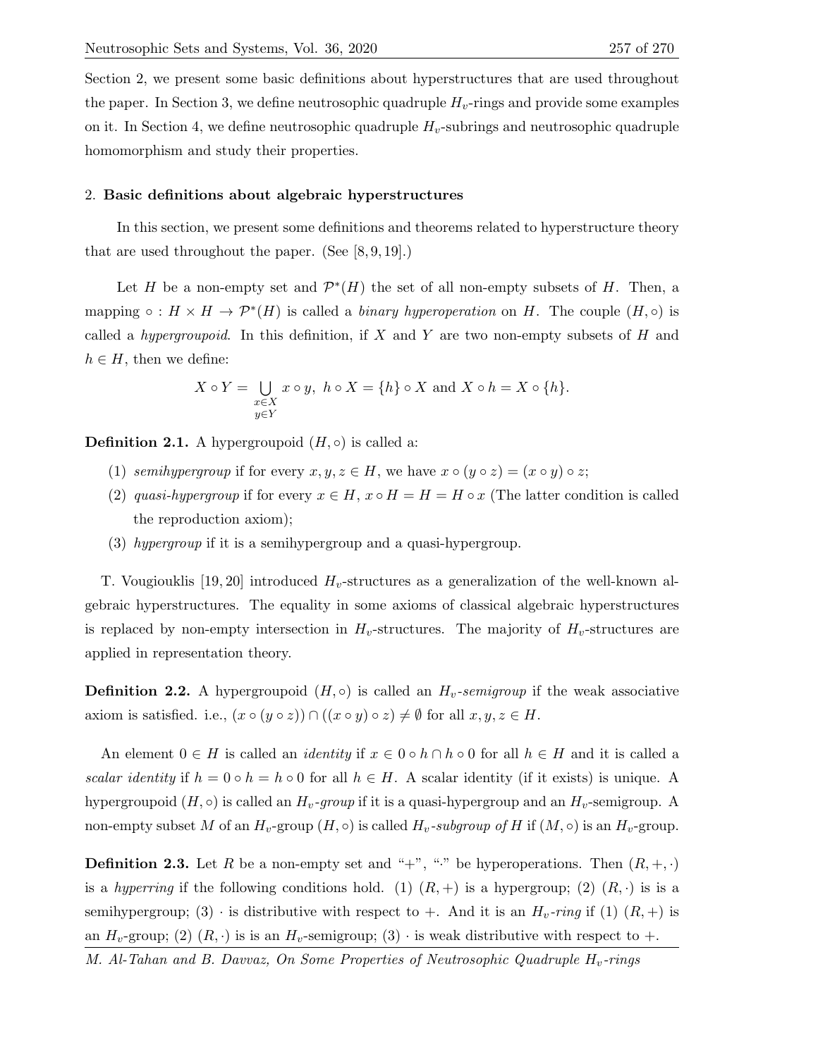Section 2, we present some basic definitions about hyperstructures that are used throughout the paper. In Section 3, we define neutrosophic quadruple $H_v$-rings and provide some examples on it. In Section 4, we define neutrosophic quadruple $H_v$-subrings and neutrosophic quadruple homomorphism and study their properties.

## 2. Basic definitions about algebraic hyperstructures

In this section, we present some definitions and theorems related to hyperstructure theory that are used throughout the paper. (See [8, 9, 19].)

Let $H$ be a non-empty set and $\mathcal{P}^*(H)$ the set of all non-empty subsets of $H$. Then, a mapping $\circ : H \times H \to \mathcal{P}^*(H)$ is called a *binary hyperoperation* on $H$. The couple $(H, \circ)$ is called a *hypergroupoid*. In this definition, if $X$ and $Y$ are two non-empty subsets of $H$ and $h \in H$, then we define:

$$X \circ Y = \bigcup_{\substack{x \in X \\ y \in Y}} x \circ y, \ h \circ X = \{h\} \circ X \text{ and } X \circ h = X \circ \{h\}.$$

**Definition 2.1.** A hypergroupoid $(H, \circ)$ is called a:

1. *semihypergroup* if for every $x, y, z \in H$, we have $x \circ (y \circ z) = (x \circ y) \circ z$;
2. *quasi-hypergroup* if for every $x \in H$, $x \circ H = H = H \circ x$ (The latter condition is called the reproduction axiom);
3. *hypergroup* if it is a semihypergroup and a quasi-hypergroup.

T. Vougiouklis [19, 20] introduced $H_v$-structures as a generalization of the well-known algebraic hyperstructures. The equality in some axioms of classical algebraic hyperstructures is replaced by non-empty intersection in $H_v$-structures. The majority of $H_v$-structures are applied in representation theory.

**Definition 2.2.** A hypergroupoid $(H, \circ)$ is called an *$H_v$-semigroup* if the weak associative axiom is satisfied. i.e., $(x \circ (y \circ z)) \cap ((x \circ y) \circ z) \neq \emptyset$ for all $x, y, z \in H$.

An element $0 \in H$ is called an *identity* if $x \in 0 \circ h \cap h \circ 0$ for all $h \in H$ and it is called a *scalar identity* if $h = 0 \circ h = h \circ 0$ for all $h \in H$. A scalar identity (if it exists) is unique. A hypergroupoid $(H, \circ)$ is called an *$H_v$-group* if it is a quasi-hypergroup and an $H_v$-semigroup. A non-empty subset $M$ of an $H_v$-group $(H, \circ)$ is called *$H_v$-subgroup of $H$* if $(M, \circ)$ is an $H_v$-group.

**Definition 2.3.** Let $R$ be a non-empty set and "$+$", "$\cdot$" be hyperoperations. Then $(R, +, \cdot)$ is a *hyperring* if the following conditions hold. (1) $(R, +)$ is a hypergroup; (2) $(R, \cdot)$ is is a semihypergroup; (3) $\cdot$ is distributive with respect to $+$. And it is an *$H_v$-ring* if (1) $(R, +)$ is an $H_v$-group; (2) $(R, \cdot)$ is an $H_v$-semigroup; (3) $\cdot$ is weak distributive with respect to $+$.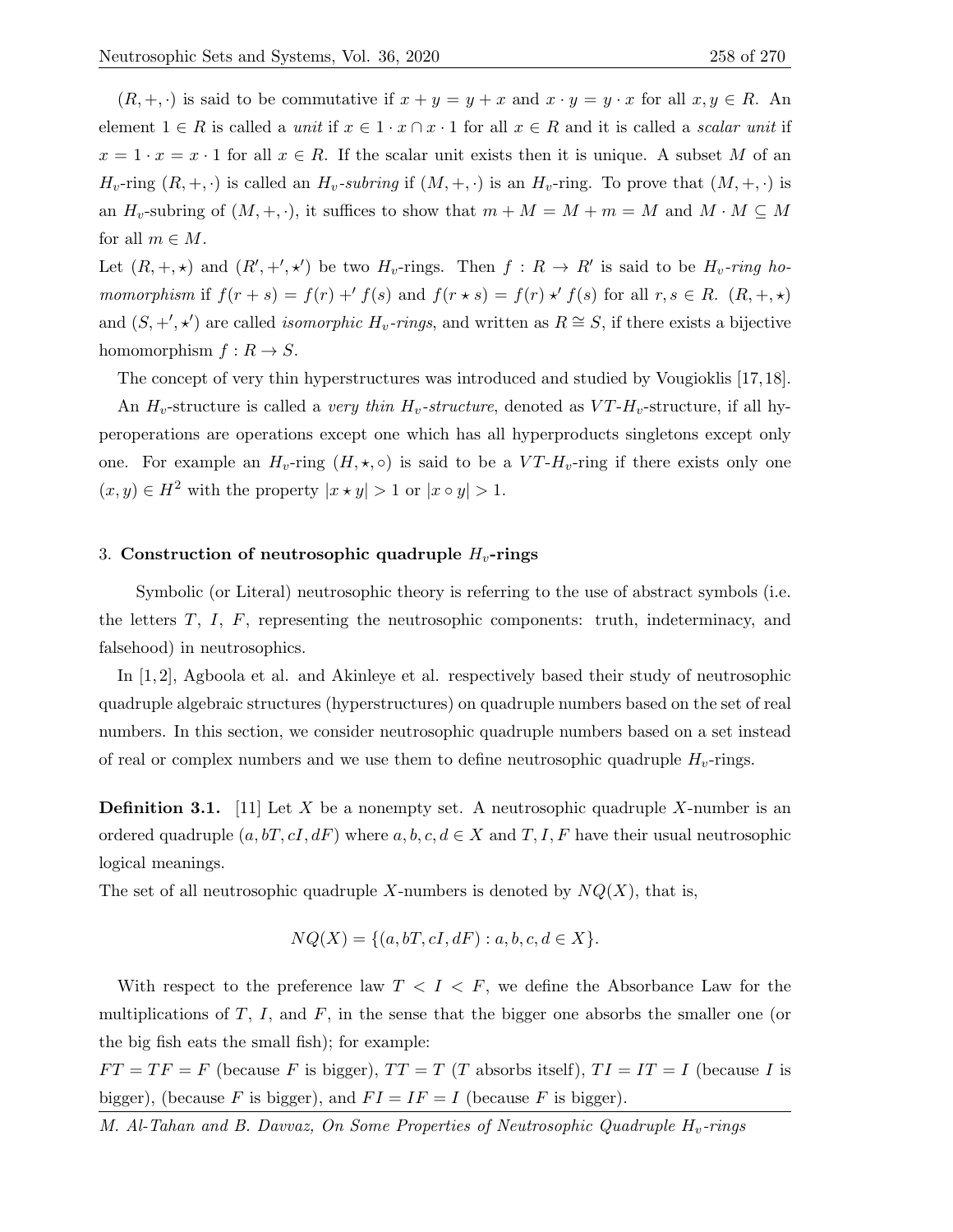$(R,+,\cdot)$ is said to be commutative if $x+y=y+x$ and $x\cdot y=y\cdot x$ for all $x,y\in R$. An element $1\in R$ is called a *unit* if $x\in 1\cdot x\cap x\cdot 1$ for all $x\in R$ and it is called a *scalar unit* if $x=1\cdot x=x\cdot 1$ for all $x\in R$. If the scalar unit exists then it is unique. A subset $M$ of an $H_v$-ring $(R,+,\cdot)$ is called an $H_v$-*subring* if $(M,+,\cdot)$ is an $H_v$-ring. To prove that $(M,+,\cdot)$ is an $H_v$-subring of $(M,+,\cdot)$, it suffices to show that $m+M=M+m=M$ and $M\cdot M\subseteq M$ for all $m\in M$.

Let $(R,+,\star)$ and $(R',+',\star')$ be two $H_v$-rings. Then $f:R\to R'$ is said to be $H_v$-*ring homomorphism* if $f(r+s)=f(r)+'f(s)$ and $f(r\star s)=f(r)\star' f(s)$ for all $r,s\in R$. $(R,+,\star)$ and $(S,+',\star')$ are called *isomorphic* $H_v$-*rings*, and written as $R\cong S$, if there exists a bijective homomorphism $f:R\to S$.

The concept of very thin hyperstructures was introduced and studied by Vougioklis [17,18]. An $H_v$-structure is called a *very thin* $H_v$-*structure*, denoted as $VT$-$H_v$-structure, if all hyperoperations are operations except one which has all hyperproducts singletons except only one. For example an $H_v$-ring $(H,\star,\circ)$ is said to be a $VT$-$H_v$-ring if there exists only one $(x,y)\in H^2$ with the property $|x\star y|>1$ or $|x\circ y|>1$.

## 3. Construction of neutrosophic quadruple $H_v$-rings

Symbolic (or Literal) neutrosophic theory is referring to the use of abstract symbols (i.e. the letters $T$, $I$, $F$, representing the neutrosophic components: truth, indeterminacy, and falsehood) in neutrosophics.

In [1,2], Agboola et al. and Akinleye et al. respectively based their study of neutrosophic quadruple algebraic structures (hyperstructures) on quadruple numbers based on the set of real numbers. In this section, we consider neutrosophic quadruple numbers based on a set instead of real or complex numbers and we use them to define neutrosophic quadruple $H_v$-rings.

**Definition 3.1.** [11] Let $X$ be a nonempty set. A neutrosophic quadruple $X$-number is an ordered quadruple $(a,bT,cI,dF)$ where $a,b,c,d\in X$ and $T,I,F$ have their usual neutrosophic logical meanings.
The set of all neutrosophic quadruple $X$-numbers is denoted by $NQ(X)$, that is,

$$NQ(X)=\{(a,bT,cI,dF):a,b,c,d\in X\}.$$

With respect to the preference law $T<I<F$, we define the Absorbance Law for the multiplications of $T$, $I$, and $F$, in the sense that the bigger one absorbs the smaller one (or the big fish eats the small fish); for example:
$FT=TF=F$ (because $F$ is bigger), $TT=T$ ($T$ absorbs itself), $TI=IT=I$ (because $I$ is bigger), (because $F$ is bigger), and $FI=IF=I$ (because $F$ is bigger).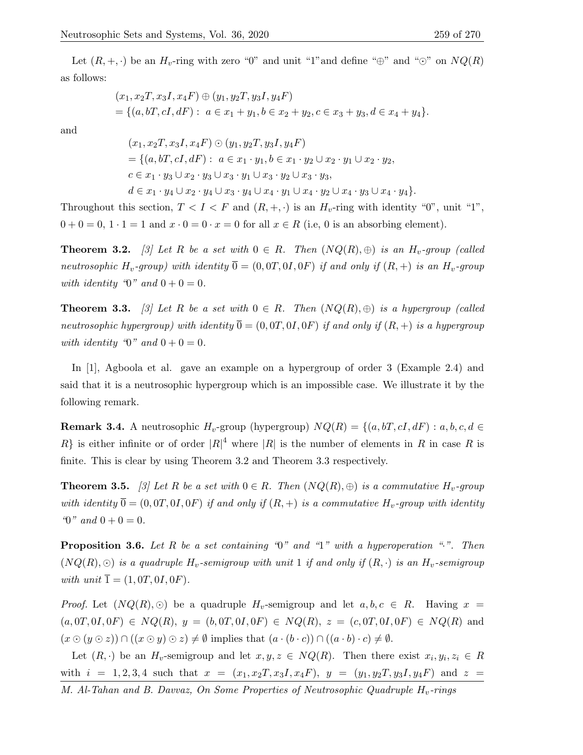Let $(R, +, \cdot)$ be an $H_v$-ring with zero "0" and unit "1"and define "$\oplus$" and "$\odot$" on $NQ(R)$ as follows:

$$
\begin{aligned}
&(x_1, x_2T, x_3I, x_4F) \oplus (y_1, y_2T, y_3I, y_4F) \\
&= \{(a, bT, cI, dF) : \ a \in x_1 + y_1, b \in x_2 + y_2, c \in x_3 + y_3, d \in x_4 + y_4\}.
\end{aligned}
$$

and

$$
\begin{aligned}
&(x_1, x_2T, x_3I, x_4F) \odot (y_1, y_2T, y_3I, y_4F) \\
&= \{(a, bT, cI, dF) : \ a \in x_1 \cdot y_1, b \in x_1 \cdot y_2 \cup x_2 \cdot y_1 \cup x_2 \cdot y_2, \\
&c \in x_1 \cdot y_3 \cup x_2 \cdot y_3 \cup x_3 \cdot y_1 \cup x_3 \cdot y_2 \cup x_3 \cdot y_3, \\
&d \in x_1 \cdot y_4 \cup x_2 \cdot y_4 \cup x_3 \cdot y_4 \cup x_4 \cdot y_1 \cup x_4 \cdot y_2 \cup x_4 \cdot y_3 \cup x_4 \cdot y_4\}.
\end{aligned}
$$

Throughout this section, $T < I < F$ and $(R, +, \cdot)$ is an $H_v$-ring with identity "0", unit "1", $0 + 0 = 0$, $1 \cdot 1 = 1$ and $x \cdot 0 = 0 \cdot x = 0$ for all $x \in R$ (i.e, 0 is an absorbing element).

**Theorem 3.2.** *[3] Let $R$ be a set with $0 \in R$. Then $(NQ(R), \oplus)$ is an $H_v$-group (called neutrosophic $H_v$-group) with identity $\overline{0} = (0, 0T, 0I, 0F)$ if and only if $(R, +)$ is an $H_v$-group with identity "0" and $0 + 0 = 0$.*

**Theorem 3.3.** *[3] Let $R$ be a set with $0 \in R$. Then $(NQ(R), \oplus)$ is a hypergroup (called neutrosophic hypergroup) with identity $\overline{0} = (0, 0T, 0I, 0F)$ if and only if $(R, +)$ is a hypergroup with identity "0" and $0 + 0 = 0$.*

In [1], Agboola et al. gave an example on a hypergroup of order 3 (Example 2.4) and said that it is a neutrosophic hypergroup which is an impossible case. We illustrate it by the following remark.

**Remark 3.4.** A neutrosophic $H_v$-group (hypergroup) $NQ(R) = \{(a, bT, cI, dF) : a, b, c, d \in R\}$ is either infinite or of order $|R|^4$ where $|R|$ is the number of elements in $R$ in case $R$ is finite. This is clear by using Theorem 3.2 and Theorem 3.3 respectively.

**Theorem 3.5.** *[3] Let $R$ be a set with $0 \in R$. Then $(NQ(R), \oplus)$ is a commutative $H_v$-group with identity $\overline{0} = (0, 0T, 0I, 0F)$ if and only if $(R, +)$ is a commutative $H_v$-group with identity "0" and $0 + 0 = 0$.*

**Proposition 3.6.** *Let $R$ be a set containing "0" and "1" with a hyperoperation "$\cdot$". Then $(NQ(R), \odot)$ is a quadruple $H_v$-semigroup with unit 1 if and only if $(R, \cdot)$ is an $H_v$-semigroup with unit $\overline{1} = (1, 0T, 0I, 0F)$.*

*Proof.* Let $(NQ(R), \odot)$ be a quadruple $H_v$-semigroup and let $a, b, c \in R$. Having $x = (a, 0T, 0I, 0F) \in NQ(R)$, $y = (b, 0T, 0I, 0F) \in NQ(R)$, $z = (c, 0T, 0I, 0F) \in NQ(R)$ and $(x \odot (y \odot z)) \cap ((x \odot y) \odot z) \neq \emptyset$ implies that $(a \cdot (b \cdot c)) \cap ((a \cdot b) \cdot c) \neq \emptyset$.

Let $(R, \cdot)$ be an $H_v$-semigroup and let $x, y, z \in NQ(R)$. Then there exist $x_i, y_i, z_i \in R$ with $i = 1, 2, 3, 4$ such that $x = (x_1, x_2T, x_3I, x_4F)$, $y = (y_1, y_2T, y_3I, y_4F)$ and $z =$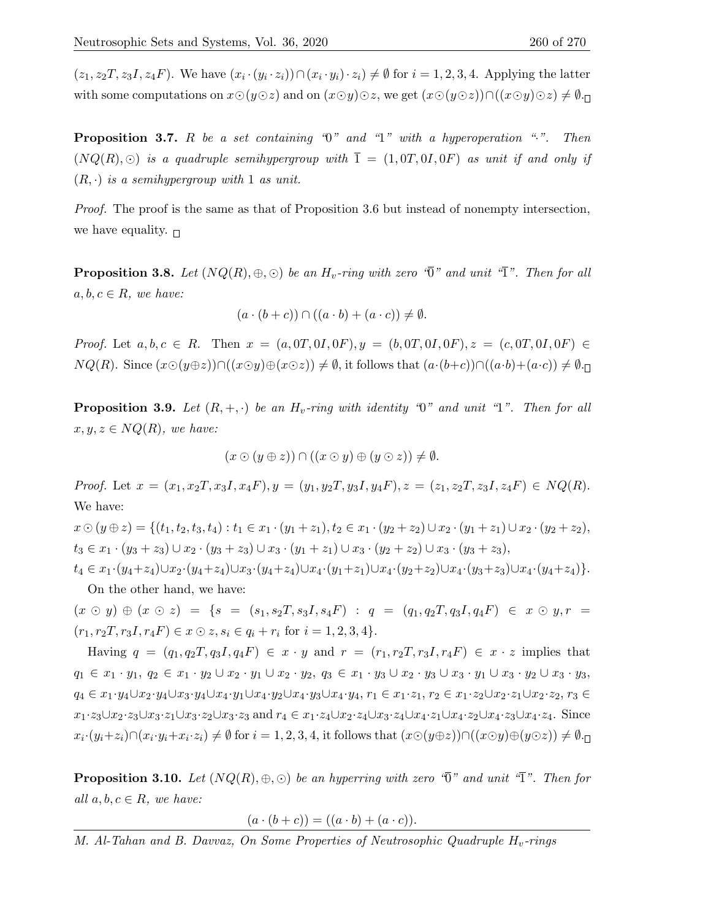$(z_1, z_2T, z_3I, z_4F)$. We have $(x_i \cdot (y_i \cdot z_i)) \cap (x_i \cdot y_i) \cdot z_i) \neq \emptyset$ for $i = 1, 2, 3, 4$. Applying the latter with some computations on $x \odot (y \odot z)$ and on $(x \odot y) \odot z$, we get $(x \odot (y \odot z)) \cap ((x \odot y) \odot z) \neq \emptyset$. □

**Proposition 3.7.** *$R$ be a set containing "0" and "1" with a hyperoperation "$\cdot$". Then $(NQ(R), \odot)$ is a quadruple semihypergroup with $\overline{1} = (1, 0T, 0I, 0F)$ as unit if and only if $(R, \cdot)$ is a semihypergroup with 1 as unit.*

*Proof.* The proof is the same as that of Proposition 3.6 but instead of nonempty intersection, we have equality. □

**Proposition 3.8.** *Let $(NQ(R), \oplus, \odot)$ be an $H_v$-ring with zero "$\overline{0}$" and unit "$\overline{1}$". Then for all $a, b, c \in R$, we have:*

$$(a \cdot (b + c)) \cap ((a \cdot b) + (a \cdot c)) \neq \emptyset.$$

*Proof.* Let $a, b, c \in R$. Then $x = (a, 0T, 0I, 0F), y = (b, 0T, 0I, 0F), z = (c, 0T, 0I, 0F) \in NQ(R)$. Since $(x \odot (y \oplus z)) \cap ((x \odot y) \oplus (x \odot z)) \neq \emptyset$, it follows that $(a \cdot (b+c)) \cap ((a \cdot b) + (a \cdot c)) \neq \emptyset$. □

**Proposition 3.9.** *Let $(R, +, \cdot)$ be an $H_v$-ring with identity "0" and unit "1". Then for all $x, y, z \in NQ(R)$, we have:*

$$(x \odot (y \oplus z)) \cap ((x \odot y) \oplus (y \odot z)) \neq \emptyset.$$

*Proof.* Let $x = (x_1, x_2T, x_3I, x_4F), y = (y_1, y_2T, y_3I, y_4F), z = (z_1, z_2T, z_3I, z_4F) \in NQ(R)$. We have:

$x \odot (y \oplus z) = \{(t_1, t_2, t_3, t_4) : t_1 \in x_1 \cdot (y_1 + z_1), t_2 \in x_1 \cdot (y_2 + z_2) \cup x_2 \cdot (y_1 + z_1) \cup x_2 \cdot (y_2 + z_2),$
$t_3 \in x_1 \cdot (y_3 + z_3) \cup x_2 \cdot (y_3 + z_3) \cup x_3 \cdot (y_1 + z_1) \cup x_3 \cdot (y_2 + z_2) \cup x_3 \cdot (y_3 + z_3),$
$t_4 \in x_1 \cdot (y_4 + z_4) \cup x_2 \cdot (y_4 + z_4) \cup x_3 \cdot (y_4 + z_4) \cup x_4 \cdot (y_1 + z_1) \cup x_4 \cdot (y_2 + z_2) \cup x_4 \cdot (y_3 + z_3) \cup x_4 \cdot (y_4 + z_4)\}$.

On the other hand, we have:

$(x \odot y) \oplus (x \odot z) = \{s = (s_1, s_2T, s_3I, s_4F) : q = (q_1, q_2T, q_3I, q_4F) \in x \odot y, r = (r_1, r_2T, r_3I, r_4F) \in x \odot z, s_i \in q_i + r_i$ for $i = 1, 2, 3, 4\}$.

Having $q = (q_1, q_2T, q_3I, q_4F) \in x \cdot y$ and $r = (r_1, r_2T, r_3I, r_4F) \in x \cdot z$ implies that $q_1 \in x_1 \cdot y_1$, $q_2 \in x_1 \cdot y_2 \cup x_2 \cdot y_1 \cup x_2 \cdot y_2$, $q_3 \in x_1 \cdot y_3 \cup x_2 \cdot y_3 \cup x_3 \cdot y_1 \cup x_3 \cdot y_2 \cup x_3 \cdot y_3$, $q_4 \in x_1 \cdot y_4 \cup x_2 \cdot y_4 \cup x_3 \cdot y_4 \cup x_4 \cdot y_1 \cup x_4 \cdot y_2 \cup x_4 \cdot y_3 \cup x_4 \cdot y_4$, $r_1 \in x_1 \cdot z_1$, $r_2 \in x_1 \cdot z_2 \cup x_2 \cdot z_1 \cup x_2 \cdot z_2$, $r_3 \in x_1 \cdot z_3 \cup x_2 \cdot z_3 \cup x_3 \cdot z_1 \cup x_3 \cdot z_2 \cup x_3 \cdot z_3$ and $r_4 \in x_1 \cdot z_4 \cup x_2 \cdot z_4 \cup x_3 \cdot z_4 \cup x_4 \cdot z_1 \cup x_4 \cdot z_2 \cup x_4 \cdot z_3 \cup x_4 \cdot z_4$. Since $x_i \cdot (y_i + z_i) \cap (x_i \cdot y_i + x_i \cdot z_i) \neq \emptyset$ for $i = 1, 2, 3, 4$, it follows that $(x \odot (y \oplus z)) \cap ((x \odot y) \oplus (y \odot z)) \neq \emptyset$. □

**Proposition 3.10.** *Let $(NQ(R), \oplus, \odot)$ be an hyperring with zero "$\overline{0}$" and unit "$\overline{1}$". Then for all $a, b, c \in R$, we have:*

$$(a \cdot (b + c)) = ((a \cdot b) + (a \cdot c)).$$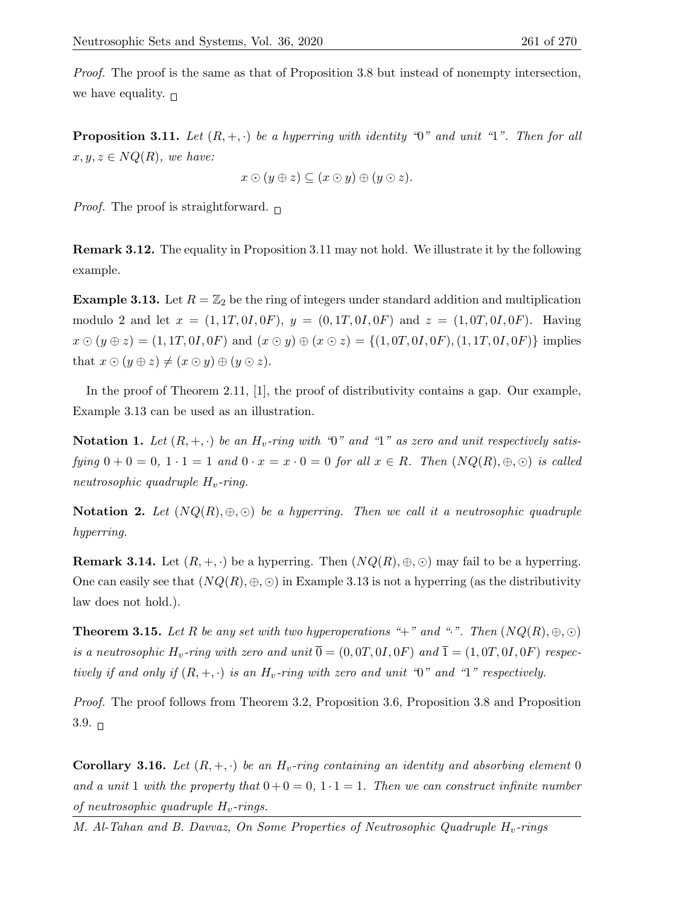*Proof.* The proof is the same as that of Proposition 3.8 but instead of nonempty intersection, we have equality. □

**Proposition 3.11.** *Let $(R, +, \cdot)$ be a hyperring with identity "0" and unit "1". Then for all $x, y, z \in NQ(R)$, we have:*

$$x \odot (y \oplus z) \subseteq (x \odot y) \oplus (y \odot z).$$

*Proof.* The proof is straightforward. □

**Remark 3.12.** The equality in Proposition 3.11 may not hold. We illustrate it by the following example.

**Example 3.13.** Let $R = \mathbb{Z}_2$ be the ring of integers under standard addition and multiplication modulo 2 and let $x = (1, 1T, 0I, 0F)$, $y = (0, 1T, 0I, 0F)$ and $z = (1, 0T, 0I, 0F)$. Having $x \odot (y \oplus z) = (1, 1T, 0I, 0F)$ and $(x \odot y) \oplus (x \odot z) = \{(1, 0T, 0I, 0F), (1, 1T, 0I, 0F)\}$ implies that $x \odot (y \oplus z) \neq (x \odot y) \oplus (y \odot z)$.

In the proof of Theorem 2.11, [1], the proof of distributivity contains a gap. Our example, Example 3.13 can be used as an illustration.

**Notation 1.** *Let $(R, +, \cdot)$ be an $H_v$-ring with "0" and "1" as zero and unit respectively satisfying $0 + 0 = 0$, $1 \cdot 1 = 1$ and $0 \cdot x = x \cdot 0 = 0$ for all $x \in R$. Then $(NQ(R), \oplus, \odot)$ is called neutrosophic quadruple $H_v$-ring.*

**Notation 2.** *Let $(NQ(R), \oplus, \odot)$ be a hyperring. Then we call it a neutrosophic quadruple hyperring.*

**Remark 3.14.** Let $(R, +, \cdot)$ be a hyperring. Then $(NQ(R), \oplus, \odot)$ may fail to be a hyperring. One can easily see that $(NQ(R), \oplus, \odot)$ in Example 3.13 is not a hyperring (as the distributivity law does not hold.).

**Theorem 3.15.** *Let $R$ be any set with two hyperoperations "+" and "·". Then $(NQ(R), \oplus, \odot)$ is a neutrosophic $H_v$-ring with zero and unit $\overline{0} = (0, 0T, 0I, 0F)$ and $\overline{1} = (1, 0T, 0I, 0F)$ respectively if and only if $(R, +, \cdot)$ is an $H_v$-ring with zero and unit "0" and "1" respectively.*

*Proof.* The proof follows from Theorem 3.2, Proposition 3.6, Proposition 3.8 and Proposition 3.9. □

**Corollary 3.16.** *Let $(R, +, \cdot)$ be an $H_v$-ring containing an identity and absorbing element 0 and a unit 1 with the property that $0 + 0 = 0$, $1 \cdot 1 = 1$. Then we can construct infinite number of neutrosophic quadruple $H_v$-rings.*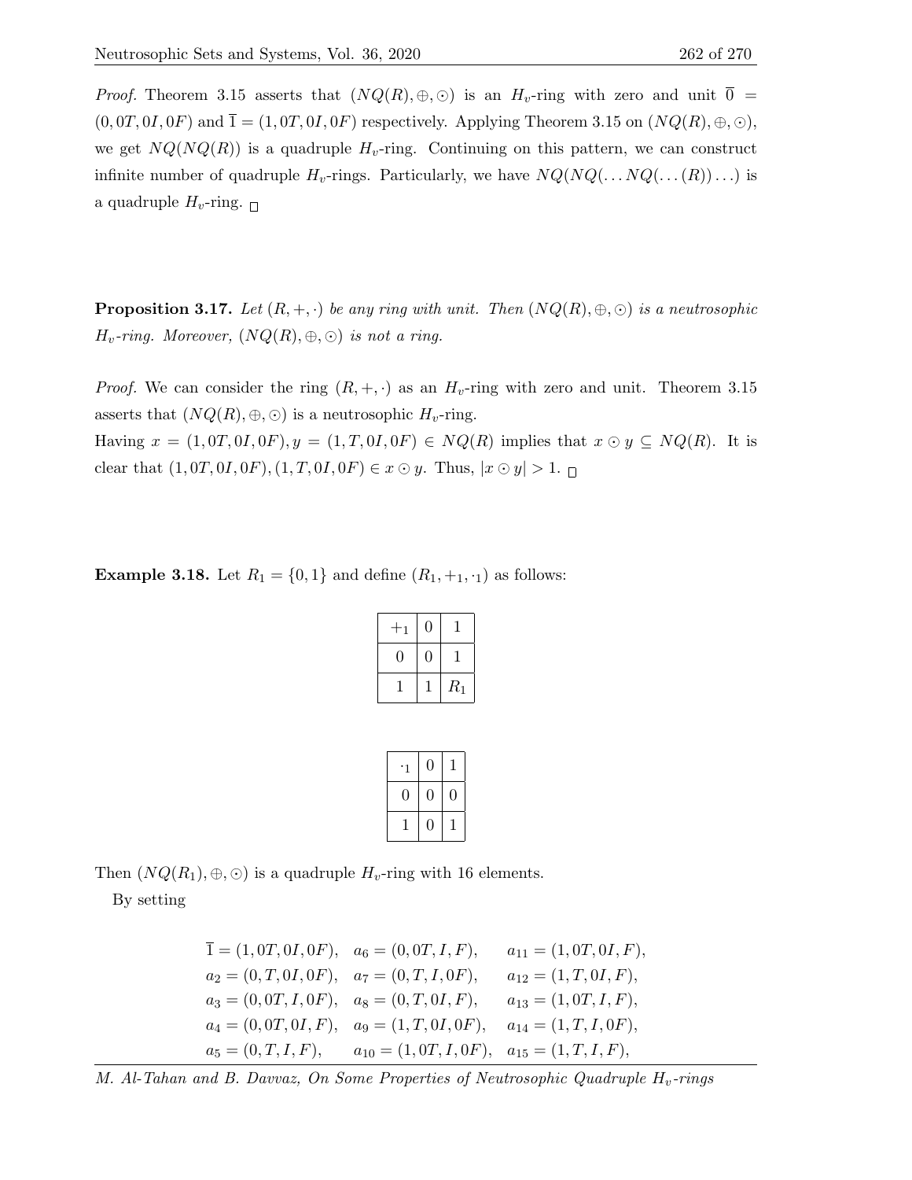*Proof.* Theorem 3.15 asserts that $(NQ(R), \oplus, \odot)$ is an $H_v$-ring with zero and unit $\overline{0} = (0, 0T, 0I, 0F)$ and $\overline{1} = (1, 0T, 0I, 0F)$ respectively. Applying Theorem 3.15 on $(NQ(R), \oplus, \odot)$, we get $NQ(NQ(R))$ is a quadruple $H_v$-ring. Continuing on this pattern, we can construct infinite number of quadruple $H_v$-rings. Particularly, we have $NQ(NQ(\ldots NQ(\ldots(R))\ldots)$ is a quadruple $H_v$-ring. □

**Proposition 3.17.** *Let $(R, +, \cdot)$ be any ring with unit. Then $(NQ(R), \oplus, \odot)$ is a neutrosophic $H_v$-ring. Moreover, $(NQ(R), \oplus, \odot)$ is not a ring.*

*Proof.* We can consider the ring $(R, +, \cdot)$ as an $H_v$-ring with zero and unit. Theorem 3.15 asserts that $(NQ(R), \oplus, \odot)$ is a neutrosophic $H_v$-ring.
Having $x = (1, 0T, 0I, 0F), y = (1, T, 0I, 0F) \in NQ(R)$ implies that $x \odot y \subseteq NQ(R)$. It is clear that $(1, 0T, 0I, 0F), (1, T, 0I, 0F) \in x \odot y$. Thus, $|x \odot y| > 1$. □

**Example 3.18.** Let $R_1 = \{0, 1\}$ and define $(R_1, +_1, \cdot_1)$ as follows:

| $+_1$ | 0 | 1 |
|---|---|---|
| 0 | 0 | 1 |
| 1 | 1 | $R_1$ |

| $\cdot_1$ | 0 | 1 |
|---|---|---|
| 0 | 0 | 0 |
| 1 | 0 | 1 |

Then $(NQ(R_1), \oplus, \odot)$ is a quadruple $H_v$-ring with 16 elements.

By setting

$$
\begin{array}{lll}
\overline{1} = (1, 0T, 0I, 0F), & a_6 = (0, 0T, I, F), & a_{11} = (1, 0T, 0I, F), \\
a_2 = (0, T, 0I, 0F), & a_7 = (0, T, I, 0F), & a_{12} = (1, T, 0I, F), \\
a_3 = (0, 0T, I, 0F), & a_8 = (0, T, 0I, F), & a_{13} = (1, 0T, I, F), \\
a_4 = (0, 0T, 0I, F), & a_9 = (1, T, 0I, 0F), & a_{14} = (1, T, I, 0F), \\
a_5 = (0, T, I, F), & a_{10} = (1, 0T, I, 0F), & a_{15} = (1, T, I, F),
\end{array}
$$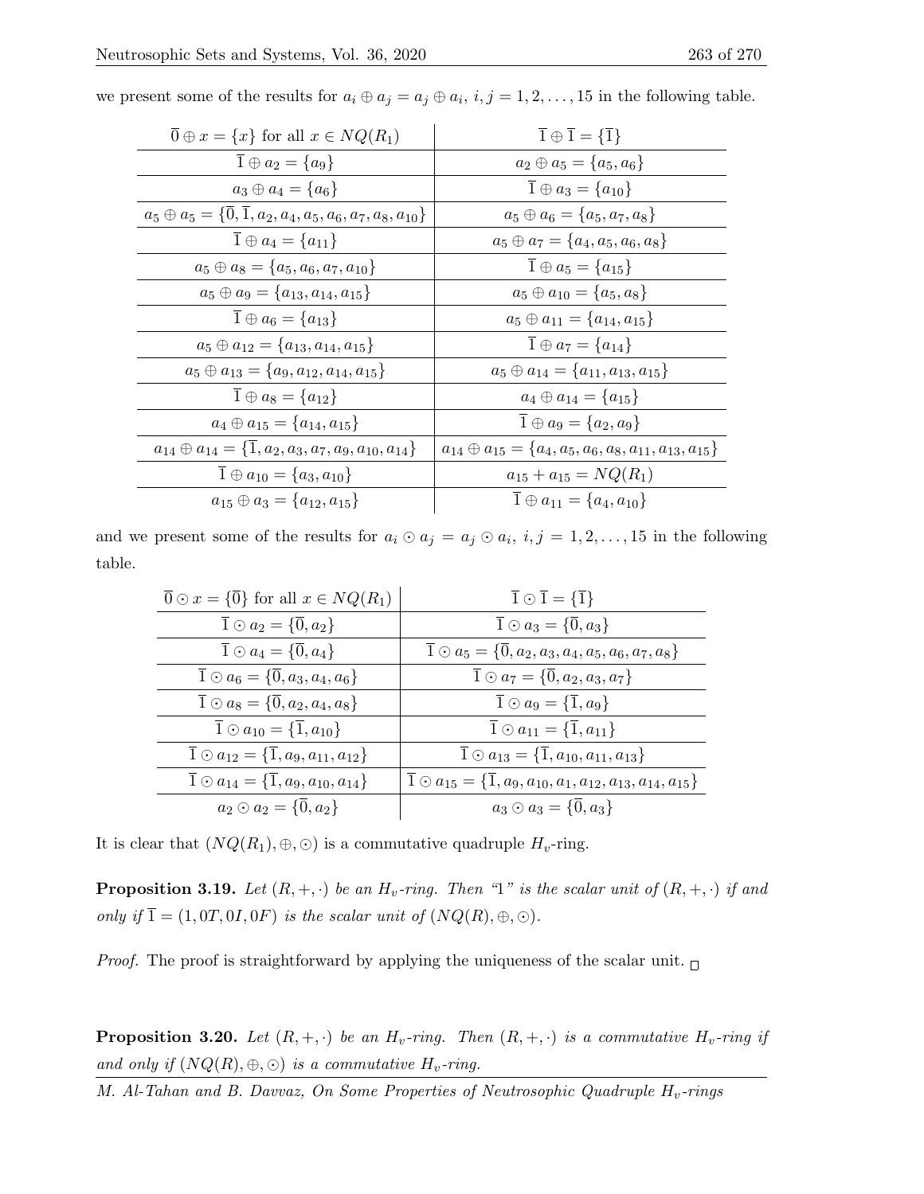we present some of the results for $a_i \oplus a_j = a_j \oplus a_i$, $i,j = 1,2,\ldots,15$ in the following table.

| $\overline{0} \oplus x = \{x\}$ for all $x \in NQ(R_1)$ | $\overline{1} \oplus \overline{1} = \{\overline{1}\}$ |
|---|---|
| $\overline{1} \oplus a_2 = \{a_9\}$ | $a_2 \oplus a_5 = \{a_5, a_6\}$ |
| $a_3 \oplus a_4 = \{a_6\}$ | $\overline{1} \oplus a_3 = \{a_{10}\}$ |
| $a_5 \oplus a_5 = \{\overline{0}, \overline{1}, a_2, a_4, a_5, a_6, a_7, a_8, a_{10}\}$ | $a_5 \oplus a_6 = \{a_5, a_7, a_8\}$ |
| $\overline{1} \oplus a_4 = \{a_{11}\}$ | $a_5 \oplus a_7 = \{a_4, a_5, a_6, a_8\}$ |
| $a_5 \oplus a_8 = \{a_5, a_6, a_7, a_{10}\}$ | $\overline{1} \oplus a_5 = \{a_{15}\}$ |
| $a_5 \oplus a_9 = \{a_{13}, a_{14}, a_{15}\}$ | $a_5 \oplus a_{10} = \{a_5, a_8\}$ |
| $\overline{1} \oplus a_6 = \{a_{13}\}$ | $a_5 \oplus a_{11} = \{a_{14}, a_{15}\}$ |
| $a_5 \oplus a_{12} = \{a_{13}, a_{14}, a_{15}\}$ | $\overline{1} \oplus a_7 = \{a_{14}\}$ |
| $a_5 \oplus a_{13} = \{a_9, a_{12}, a_{14}, a_{15}\}$ | $a_5 \oplus a_{14} = \{a_{11}, a_{13}, a_{15}\}$ |
| $\overline{1} \oplus a_8 = \{a_{12}\}$ | $a_4 \oplus a_{14} = \{a_{15}\}$ |
| $a_4 \oplus a_{15} = \{a_{14}, a_{15}\}$ | $\overline{1} \oplus a_9 = \{a_2, a_9\}$ |
| $a_{14} \oplus a_{14} = \{\overline{1}, a_2, a_3, a_7, a_9, a_{10}, a_{14}\}$ | $a_{14} \oplus a_{15} = \{a_4, a_5, a_6, a_8, a_{11}, a_{13}, a_{15}\}$ |
| $\overline{1} \oplus a_{10} = \{a_3, a_{10}\}$ | $a_{15} + a_{15} = NQ(R_1)$ |
| $a_{15} \oplus a_3 = \{a_{12}, a_{15}\}$ | $\overline{1} \oplus a_{11} = \{a_4, a_{10}\}$ |

and we present some of the results for $a_i \odot a_j = a_j \odot a_i$, $i,j = 1,2,\ldots,15$ in the following table.

| $\overline{0} \odot x = \{\overline{0}\}$ for all $x \in NQ(R_1)$ | $\overline{1} \odot \overline{1} = \{\overline{1}\}$ |
|---|---|
| $\overline{1} \odot a_2 = \{\overline{0}, a_2\}$ | $\overline{1} \odot a_3 = \{\overline{0}, a_3\}$ |
| $\overline{1} \odot a_4 = \{\overline{0}, a_4\}$ | $\overline{1} \odot a_5 = \{\overline{0}, a_2, a_3, a_4, a_5, a_6, a_7, a_8\}$ |
| $\overline{1} \odot a_6 = \{\overline{0}, a_3, a_4, a_6\}$ | $\overline{1} \odot a_7 = \{\overline{0}, a_2, a_3, a_7\}$ |
| $\overline{1} \odot a_8 = \{\overline{0}, a_2, a_4, a_8\}$ | $\overline{1} \odot a_9 = \{\overline{1}, a_9\}$ |
| $\overline{1} \odot a_{10} = \{\overline{1}, a_{10}\}$ | $\overline{1} \odot a_{11} = \{\overline{1}, a_{11}\}$ |
| $\overline{1} \odot a_{12} = \{\overline{1}, a_9, a_{11}, a_{12}\}$ | $\overline{1} \odot a_{13} = \{\overline{1}, a_{10}, a_{11}, a_{13}\}$ |
| $\overline{1} \odot a_{14} = \{\overline{1}, a_9, a_{10}, a_{14}\}$ | $\overline{1} \odot a_{15} = \{\overline{1}, a_9, a_{10}, a_1, a_{12}, a_{13}, a_{14}, a_{15}\}$ |
| $a_2 \odot a_2 = \{\overline{0}, a_2\}$ | $a_3 \odot a_3 = \{\overline{0}, a_3\}$ |

It is clear that $(NQ(R_1), \oplus, \odot)$ is a commutative quadruple $H_v$-ring.

**Proposition 3.19.** *Let $(R, +, \cdot)$ be an $H_v$-ring. Then "1" is the scalar unit of $(R, +, \cdot)$ if and only if $\overline{1} = (1, 0T, 0I, 0F)$ is the scalar unit of $(NQ(R), \oplus, \odot)$.*

*Proof.* The proof is straightforward by applying the uniqueness of the scalar unit. □

**Proposition 3.20.** *Let $(R, +, \cdot)$ be an $H_v$-ring. Then $(R, +, \cdot)$ is a commutative $H_v$-ring if and only if $(NQ(R), \oplus, \odot)$ is a commutative $H_v$-ring.*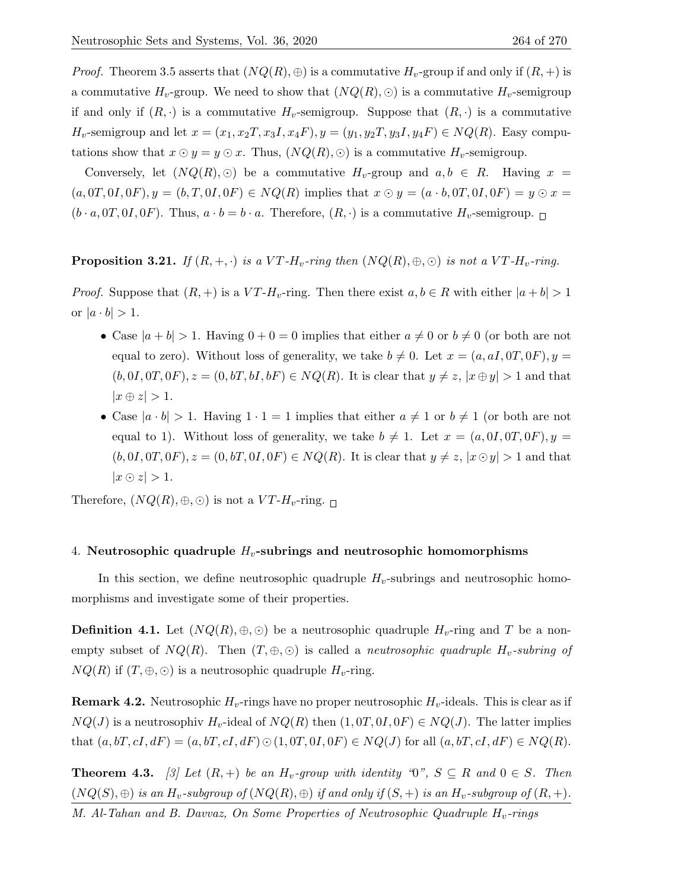*Proof.* Theorem 3.5 asserts that $(NQ(R), \oplus)$ is a commutative $H_v$-group if and only if $(R, +)$ is a commutative $H_v$-group. We need to show that $(NQ(R), \odot)$ is a commutative $H_v$-semigroup if and only if $(R, \cdot)$ is a commutative $H_v$-semigroup. Suppose that $(R, \cdot)$ is a commutative $H_v$-semigroup and let $x = (x_1, x_2T, x_3I, x_4F), y = (y_1, y_2T, y_3I, y_4F) \in NQ(R)$. Easy computations show that $x \odot y = y \odot x$. Thus, $(NQ(R), \odot)$ is a commutative $H_v$-semigroup.

Conversely, let $(NQ(R), \odot)$ be a commutative $H_v$-group and $a, b \in R$. Having $x = (a, 0T, 0I, 0F), y = (b, T, 0I, 0F) \in NQ(R)$ implies that $x \odot y = (a \cdot b, 0T, 0I, 0F) = y \odot x = (b \cdot a, 0T, 0I, 0F)$. Thus, $a \cdot b = b \cdot a$. Therefore, $(R, \cdot)$ is a commutative $H_v$-semigroup. □

**Proposition 3.21.** *If $(R, +, \cdot)$ is a $VT$-$H_v$-ring then $(NQ(R), \oplus, \odot)$ is not a $VT$-$H_v$-ring.*

*Proof.* Suppose that $(R, +)$ is a $VT$-$H_v$-ring. Then there exist $a, b \in R$ with either $|a + b| > 1$ or $|a \cdot b| > 1$.

- Case $|a + b| > 1$. Having $0 + 0 = 0$ implies that either $a \neq 0$ or $b \neq 0$ (or both are not equal to zero). Without loss of generality, we take $b \neq 0$. Let $x = (a, aI, 0T, 0F), y = (b, 0I, 0T, 0F), z = (0, bT, bI, bF) \in NQ(R)$. It is clear that $y \neq z$, $|x \oplus y| > 1$ and that $|x \oplus z| > 1$.
- Case $|a \cdot b| > 1$. Having $1 \cdot 1 = 1$ implies that either $a \neq 1$ or $b \neq 1$ (or both are not equal to 1). Without loss of generality, we take $b \neq 1$. Let $x = (a, 0I, 0T, 0F), y = (b, 0I, 0T, 0F), z = (0, bT, 0I, 0F) \in NQ(R)$. It is clear that $y \neq z$, $|x \odot y| > 1$ and that $|x \odot z| > 1$.

Therefore, $(NQ(R), \oplus, \odot)$ is not a $VT$-$H_v$-ring. □

## 4. Neutrosophic quadruple $H_v$-subrings and neutrosophic homomorphisms

In this section, we define neutrosophic quadruple $H_v$-subrings and neutrosophic homomorphisms and investigate some of their properties.

**Definition 4.1.** Let $(NQ(R), \oplus, \odot)$ be a neutrosophic quadruple $H_v$-ring and $T$ be a non-empty subset of $NQ(R)$. Then $(T, \oplus, \odot)$ is called a *neutrosophic quadruple $H_v$-subring of* $NQ(R)$ if $(T, \oplus, \odot)$ is a neutrosophic quadruple $H_v$-ring.

**Remark 4.2.** Neutrosophic $H_v$-rings have no proper neutrosophic $H_v$-ideals. This is clear as if $NQ(J)$ is a neutrosophiv $H_v$-ideal of $NQ(R)$ then $(1, 0T, 0I, 0F) \in NQ(J)$. The latter implies that $(a, bT, cI, dF) = (a, bT, cI, dF) \odot (1, 0T, 0I, 0F) \in NQ(J)$ for all $(a, bT, cI, dF) \in NQ(R)$.

**Theorem 4.3.** *[3] Let $(R, +)$ be an $H_v$-group with identity "0", $S \subseteq R$ and $0 \in S$. Then $(NQ(S), \oplus)$ is an $H_v$-subgroup of $(NQ(R), \oplus)$ if and only if $(S, +)$ is an $H_v$-subgroup of $(R, +)$.*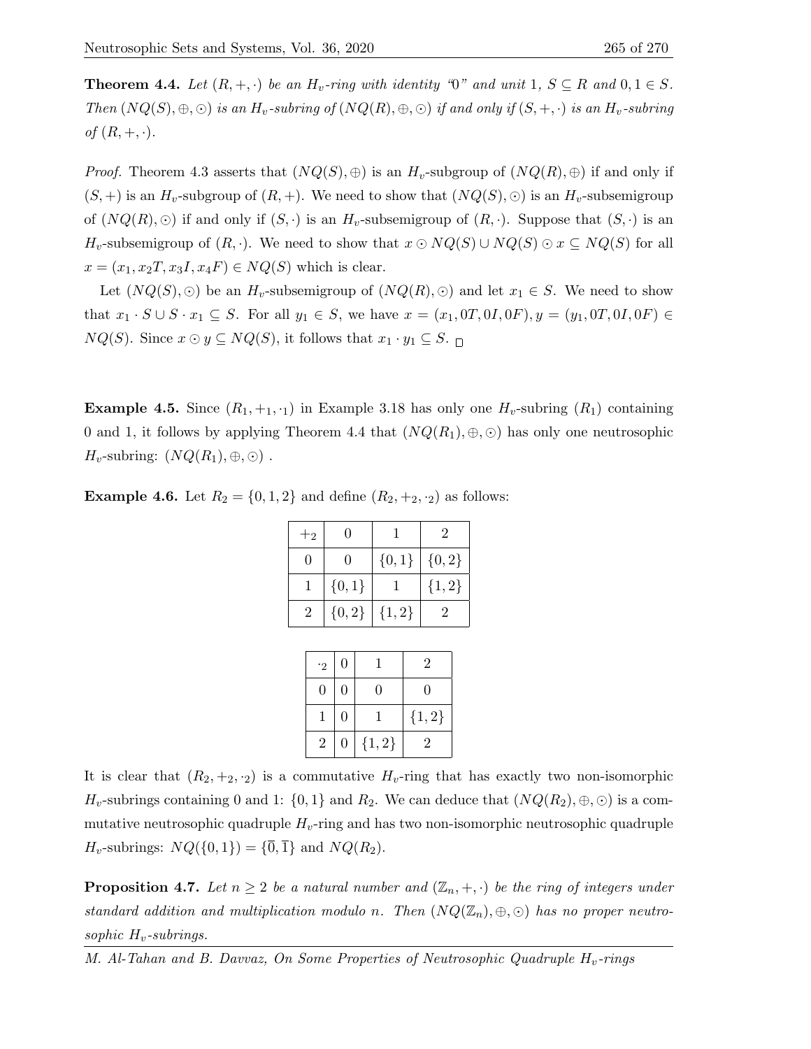**Theorem 4.4.** *Let $(R, +, \cdot)$ be an $H_v$-ring with identity "0" and unit $1$, $S \subseteq R$ and $0, 1 \in S$. Then $(NQ(S), \oplus, \odot)$ is an $H_v$-subring of $(NQ(R), \oplus, \odot)$ if and only if $(S, +, \cdot)$ is an $H_v$-subring of $(R, +, \cdot)$.*

*Proof.* Theorem 4.3 asserts that $(NQ(S), \oplus)$ is an $H_v$-subgroup of $(NQ(R), \oplus)$ if and only if $(S, +)$ is an $H_v$-subgroup of $(R, +)$. We need to show that $(NQ(S), \odot)$ is an $H_v$-subsemigroup of $(NQ(R), \odot)$ if and only if $(S, \cdot)$ is an $H_v$-subsemigroup of $(R, \cdot)$. Suppose that $(S, \cdot)$ is an $H_v$-subsemigroup of $(R, \cdot)$. We need to show that $x \odot NQ(S) \cup NQ(S) \odot x \subseteq NQ(S)$ for all $x = (x_1, x_2T, x_3I, x_4F) \in NQ(S)$ which is clear.

Let $(NQ(S), \odot)$ be an $H_v$-subsemigroup of $(NQ(R), \odot)$ and let $x_1 \in S$. We need to show that $x_1 \cdot S \cup S \cdot x_1 \subseteq S$. For all $y_1 \in S$, we have $x = (x_1, 0T, 0I, 0F), y = (y_1, 0T, 0I, 0F) \in NQ(S)$. Since $x \odot y \subseteq NQ(S)$, it follows that $x_1 \cdot y_1 \subseteq S$. □

**Example 4.5.** Since $(R_1, +_1, \cdot_1)$ in Example 3.18 has only one $H_v$-subring $(R_1)$ containing 0 and 1, it follows by applying Theorem 4.4 that $(NQ(R_1), \oplus, \odot)$ has only one neutrosophic $H_v$-subring: $(NQ(R_1), \oplus, \odot)$ .

**Example 4.6.** Let $R_2 = \{0, 1, 2\}$ and define $(R_2, +_2, \cdot_2)$ as follows:

| $+_2$ | $0$ | $1$ | $2$ |
|---|---|---|---|
| $0$ | $0$ | $\{0,1\}$ | $\{0,2\}$ |
| $1$ | $\{0,1\}$ | $1$ | $\{1,2\}$ |
| $2$ | $\{0,2\}$ | $\{1,2\}$ | $2$ |

| $\cdot_2$ | $0$ | $1$ | $2$ |
|---|---|---|---|
| $0$ | $0$ | $0$ | $0$ |
| $1$ | $0$ | $1$ | $\{1,2\}$ |
| $2$ | $0$ | $\{1,2\}$ | $2$ |

It is clear that $(R_2, +_2, \cdot_2)$ is a commutative $H_v$-ring that has exactly two non-isomorphic $H_v$-subrings containing 0 and 1: $\{0, 1\}$ and $R_2$. We can deduce that $(NQ(R_2), \oplus, \odot)$ is a commutative neutrosophic quadruple $H_v$-ring and has two non-isomorphic neutrosophic quadruple $H_v$-subrings: $NQ(\{0, 1\}) = \{\overline{0}, \overline{1}\}$ and $NQ(R_2)$.

**Proposition 4.7.** *Let $n \geq 2$ be a natural number and $(\mathbb{Z}_n, +, \cdot)$ be the ring of integers under standard addition and multiplication modulo $n$. Then $(NQ(\mathbb{Z}_n), \oplus, \odot)$ has no proper neutrosophic $H_v$-subrings.*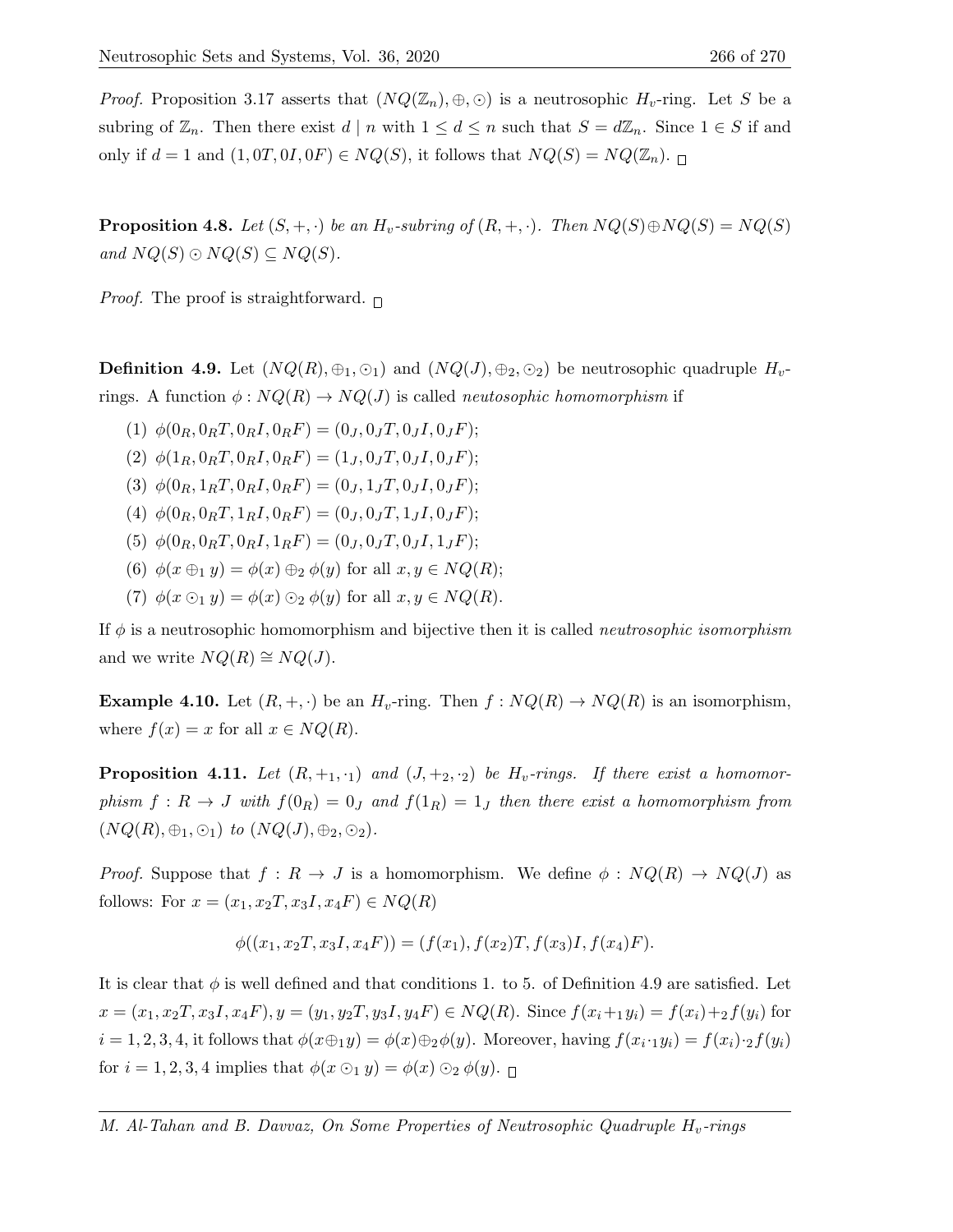*Proof.* Proposition 3.17 asserts that $(NQ(\mathbb{Z}_n), \oplus, \odot)$ is a neutrosophic $H_v$-ring. Let $S$ be a subring of $\mathbb{Z}_n$. Then there exist $d \mid n$ with $1 \leq d \leq n$ such that $S = d\mathbb{Z}_n$. Since $1 \in S$ if and only if $d = 1$ and $(1, 0T, 0I, 0F) \in NQ(S)$, it follows that $NQ(S) = NQ(\mathbb{Z}_n)$. □

**Proposition 4.8.** *Let $(S, +, \cdot)$ be an $H_v$-subring of $(R, +, \cdot)$. Then $NQ(S) \oplus NQ(S) = NQ(S)$ and $NQ(S) \odot NQ(S) \subseteq NQ(S)$.*

*Proof.* The proof is straightforward. □

**Definition 4.9.** Let $(NQ(R), \oplus_1, \odot_1)$ and $(NQ(J), \oplus_2, \odot_2)$ be neutrosophic quadruple $H_v$-rings. A function $\phi : NQ(R) \to NQ(J)$ is called *neutosophic homomorphism* if

(1) $\phi(0_R, 0_RT, 0_RI, 0_RF) = (0_J, 0_JT, 0_JI, 0_JF)$;
(2) $\phi(1_R, 0_RT, 0_RI, 0_RF) = (1_J, 0_JT, 0_JI, 0_JF)$;
(3) $\phi(0_R, 1_RT, 0_RI, 0_RF) = (0_J, 1_JT, 0_JI, 0_JF)$;
(4) $\phi(0_R, 0_RT, 1_RI, 0_RF) = (0_J, 0_JT, 1_JI, 0_JF)$;
(5) $\phi(0_R, 0_RT, 0_RI, 1_RF) = (0_J, 0_JT, 0_JI, 1_JF)$;
(6) $\phi(x \oplus_1 y) = \phi(x) \oplus_2 \phi(y)$ for all $x, y \in NQ(R)$;
(7) $\phi(x \odot_1 y) = \phi(x) \odot_2 \phi(y)$ for all $x, y \in NQ(R)$.

If $\phi$ is a neutrosophic homomorphism and bijective then it is called *neutrosophic isomorphism* and we write $NQ(R) \cong NQ(J)$.

**Example 4.10.** Let $(R, +, \cdot)$ be an $H_v$-ring. Then $f : NQ(R) \to NQ(R)$ is an isomorphism, where $f(x) = x$ for all $x \in NQ(R)$.

**Proposition 4.11.** *Let $(R, +_1, \cdot_1)$ and $(J, +_2, \cdot_2)$ be $H_v$-rings. If there exist a homomorphism $f : R \to J$ with $f(0_R) = 0_J$ and $f(1_R) = 1_J$ then there exist a homomorphism from $(NQ(R), \oplus_1, \odot_1)$ to $(NQ(J), \oplus_2, \odot_2)$.*

*Proof.* Suppose that $f : R \to J$ is a homomorphism. We define $\phi : NQ(R) \to NQ(J)$ as follows: For $x = (x_1, x_2T, x_3I, x_4F) \in NQ(R)$

$$\phi((x_1, x_2T, x_3I, x_4F)) = (f(x_1), f(x_2)T, f(x_3)I, f(x_4)F).$$

It is clear that $\phi$ is well defined and that conditions 1. to 5. of Definition 4.9 are satisfied. Let $x = (x_1, x_2T, x_3I, x_4F), y = (y_1, y_2T, y_3I, y_4F) \in NQ(R)$. Since $f(x_i +_1 y_i) = f(x_i) +_2 f(y_i)$ for $i = 1, 2, 3, 4$, it follows that $\phi(x \oplus_1 y) = \phi(x) \oplus_2 \phi(y)$. Moreover, having $f(x_i \cdot_1 y_i) = f(x_i) \cdot_2 f(y_i)$ for $i = 1, 2, 3, 4$ implies that $\phi(x \odot_1 y) = \phi(x) \odot_2 \phi(y)$. □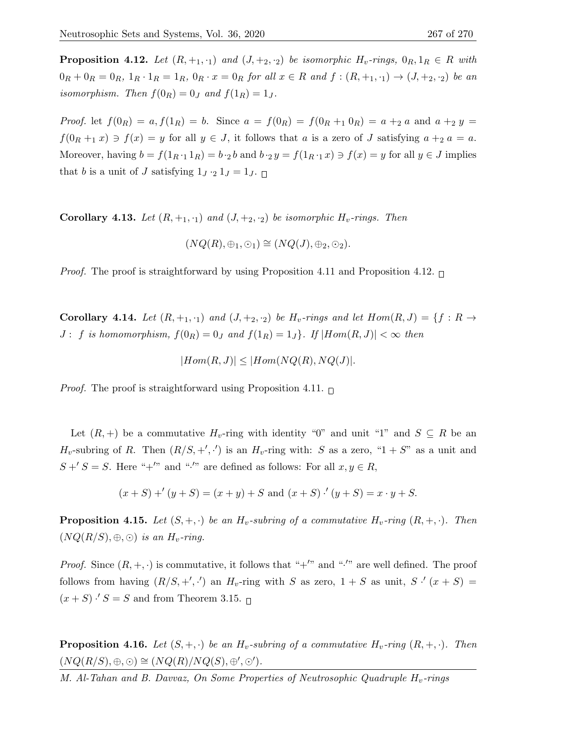**Proposition 4.12.** *Let $(R, +_1, \cdot_1)$ and $(J, +_2, \cdot_2)$ be isomorphic $H_v$-rings, $0_R, 1_R \in R$ with $0_R + 0_R = 0_R$, $1_R \cdot 1_R = 1_R$, $0_R \cdot x = 0_R$ for all $x \in R$ and $f : (R, +_1, \cdot_1) \to (J, +_2, \cdot_2)$ be an isomorphism. Then $f(0_R) = 0_J$ and $f(1_R) = 1_J$.*

*Proof.* let $f(0_R) = a, f(1_R) = b$. Since $a = f(0_R) = f(0_R +_1 0_R) = a +_2 a$ and $a +_2 y = f(0_R +_1 x) \ni f(x) = y$ for all $y \in J$, it follows that $a$ is a zero of $J$ satisfying $a +_2 a = a$. Moreover, having $b = f(1_R \cdot_1 1_R) = b \cdot_2 b$ and $b \cdot_2 y = f(1_R \cdot_1 x) \ni f(x) = y$ for all $y \in J$ implies that $b$ is a unit of $J$ satisfying $1_J \cdot_2 1_J = 1_J$. □

**Corollary 4.13.** *Let $(R, +_1, \cdot_1)$ and $(J, +_2, \cdot_2)$ be isomorphic $H_v$-rings. Then*

$$(NQ(R), \oplus_1, \odot_1) \cong (NQ(J), \oplus_2, \odot_2).$$

*Proof.* The proof is straightforward by using Proposition 4.11 and Proposition 4.12. □

**Corollary 4.14.** *Let $(R, +_1, \cdot_1)$ and $(J, +_2, \cdot_2)$ be $H_v$-rings and let $Hom(R, J) = \{f : R \to J : \ f \text{ is homomorphism}, f(0_R) = 0_J \text{ and } f(1_R) = 1_J\}$. If $|Hom(R, J)| < \infty$ then*

$$|Hom(R, J)| \leq |Hom(NQ(R), NQ(J)|.$$

*Proof.* The proof is straightforward using Proposition 4.11. □

Let $(R, +)$ be a commutative $H_v$-ring with identity "0" and unit "1" and $S \subseteq R$ be an $H_v$-subring of $R$. Then $(R/S, +', \cdot')$ is an $H_v$-ring with: $S$ as a zero, "$1 + S$" as a unit and $S +' S = S$. Here "$+'$" and "$\cdot'$" are defined as follows: For all $x, y \in R$,

$$(x + S) +' (y + S) = (x + y) + S \text{ and } (x + S) \cdot' (y + S) = x \cdot y + S.$$

**Proposition 4.15.** *Let $(S, +, \cdot)$ be an $H_v$-subring of a commutative $H_v$-ring $(R, +, \cdot)$. Then $(NQ(R/S), \oplus, \odot)$ is an $H_v$-ring.*

*Proof.* Since $(R, +, \cdot)$ is commutative, it follows that "$+'$" and "$\cdot'$" are well defined. The proof follows from having $(R/S, +', \cdot')$ an $H_v$-ring with $S$ as zero, $1 + S$ as unit, $S \cdot' (x + S) = (x + S) \cdot' S = S$ and from Theorem 3.15. □

**Proposition 4.16.** *Let $(S, +, \cdot)$ be an $H_v$-subring of a commutative $H_v$-ring $(R, +, \cdot)$. Then $(NQ(R/S), \oplus, \odot) \cong (NQ(R)/NQ(S), \oplus', \odot')$.*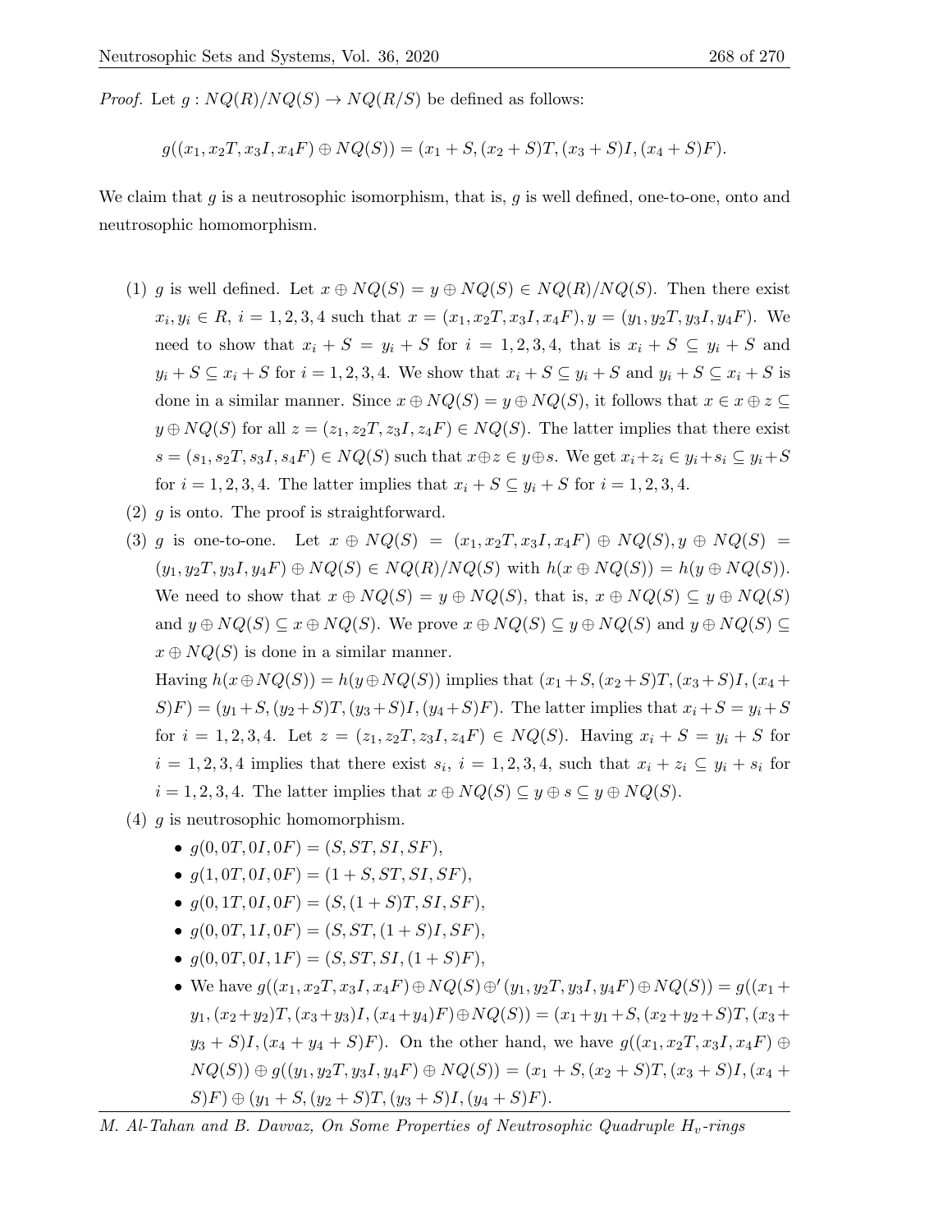*Proof.* Let $g : NQ(R)/NQ(S) \to NQ(R/S)$ be defined as follows:

$$g((x_1, x_2T, x_3I, x_4F) \oplus NQ(S)) = (x_1 + S, (x_2 + S)T, (x_3 + S)I, (x_4 + S)F).$$

We claim that $g$ is a neutrosophic isomorphism, that is, $g$ is well defined, one-to-one, onto and neutrosophic homomorphism.

(1) $g$ is well defined. Let $x \oplus NQ(S) = y \oplus NQ(S) \in NQ(R)/NQ(S)$. Then there exist $x_i, y_i \in R$, $i = 1, 2, 3, 4$ such that $x = (x_1, x_2T, x_3I, x_4F), y = (y_1, y_2T, y_3I, y_4F)$. We need to show that $x_i + S = y_i + S$ for $i = 1, 2, 3, 4$, that is $x_i + S \subseteq y_i + S$ and $y_i + S \subseteq x_i + S$ for $i = 1, 2, 3, 4$. We show that $x_i + S \subseteq y_i + S$ and $y_i + S \subseteq x_i + S$ is done in a similar manner. Since $x \oplus NQ(S) = y \oplus NQ(S)$, it follows that $x \in x \oplus z \subseteq y \oplus NQ(S)$ for all $z = (z_1, z_2T, z_3I, z_4F) \in NQ(S)$. The latter implies that there exist $s = (s_1, s_2T, s_3I, s_4F) \in NQ(S)$ such that $x \oplus z \in y \oplus s$. We get $x_i + z_i \in y_i + s_i \subseteq y_i + S$ for $i = 1, 2, 3, 4$. The latter implies that $x_i + S \subseteq y_i + S$ for $i = 1, 2, 3, 4$.

(2) $g$ is onto. The proof is straightforward.

(3) $g$ is one-to-one. Let $x \oplus NQ(S) = (x_1, x_2T, x_3I, x_4F) \oplus NQ(S), y \oplus NQ(S) = (y_1, y_2T, y_3I, y_4F) \oplus NQ(S) \in NQ(R)/NQ(S)$ with $h(x \oplus NQ(S)) = h(y \oplus NQ(S))$. We need to show that $x \oplus NQ(S) = y \oplus NQ(S)$, that is, $x \oplus NQ(S) \subseteq y \oplus NQ(S)$ and $y \oplus NQ(S) \subseteq x \oplus NQ(S)$. We prove $x \oplus NQ(S) \subseteq y \oplus NQ(S)$ and $y \oplus NQ(S) \subseteq x \oplus NQ(S)$ is done in a similar manner.

Having $h(x \oplus NQ(S)) = h(y \oplus NQ(S))$ implies that $(x_1 + S, (x_2 + S)T, (x_3 + S)I, (x_4 + S)F) = (y_1 + S, (y_2 + S)T, (y_3 + S)I, (y_4 + S)F)$. The latter implies that $x_i + S = y_i + S$ for $i = 1, 2, 3, 4$. Let $z = (z_1, z_2T, z_3I, z_4F) \in NQ(S)$. Having $x_i + S = y_i + S$ for $i = 1, 2, 3, 4$ implies that there exist $s_i$, $i = 1, 2, 3, 4$, such that $x_i + z_i \subseteq y_i + s_i$ for $i = 1, 2, 3, 4$. The latter implies that $x \oplus NQ(S) \subseteq y \oplus s \subseteq y \oplus NQ(S)$.

(4) $g$ is neutrosophic homomorphism.

- $g(0, 0T, 0I, 0F) = (S, ST, SI, SF)$,
- $g(1, 0T, 0I, 0F) = (1 + S, ST, SI, SF)$,
- $g(0, 1T, 0I, 0F) = (S, (1 + S)T, SI, SF)$,
- $g(0, 0T, 1I, 0F) = (S, ST, (1 + S)I, SF)$,
- $g(0, 0T, 0I, 1F) = (S, ST, SI, (1 + S)F)$,
- We have $g((x_1, x_2T, x_3I, x_4F) \oplus NQ(S) \oplus' (y_1, y_2T, y_3I, y_4F) \oplus NQ(S)) = g((x_1 + y_1, (x_2 + y_2)T, (x_3 + y_3)I, (x_4 + y_4)F) \oplus NQ(S)) = (x_1 + y_1 + S, (x_2 + y_2 + S)T, (x_3 + y_3 + S)I, (x_4 + y_4 + S)F)$. On the other hand, we have $g((x_1, x_2T, x_3I, x_4F) \oplus NQ(S)) \oplus g((y_1, y_2T, y_3I, y_4F) \oplus NQ(S)) = (x_1 + S, (x_2 + S)T, (x_3 + S)I, (x_4 + S)F) \oplus (y_1 + S, (y_2 + S)T, (y_3 + S)I, (y_4 + S)F)$.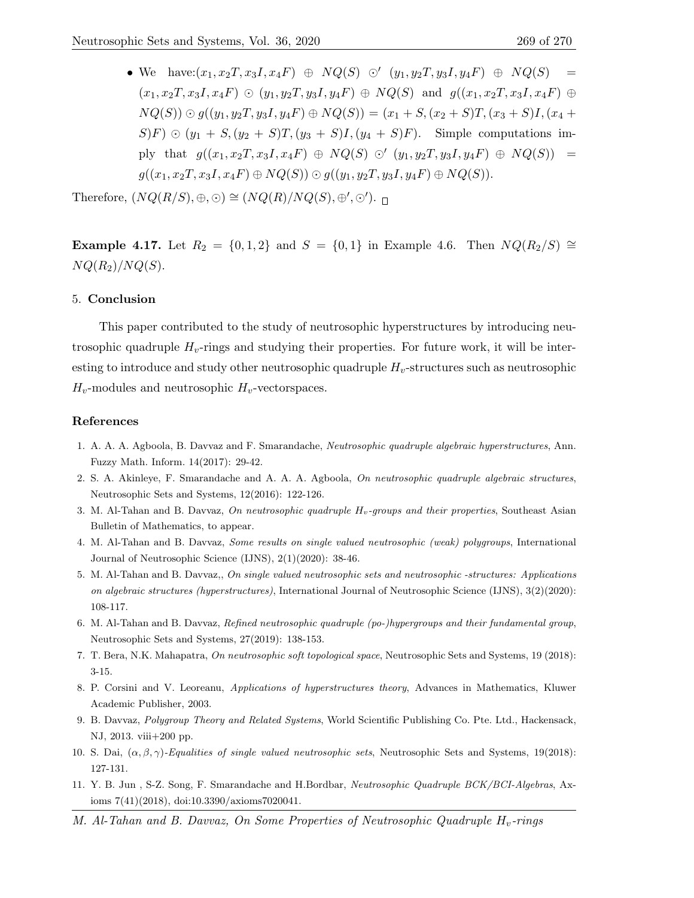- We have: $(x_1, x_2T, x_3I, x_4F) \oplus NQ(S) \odot' (y_1, y_2T, y_3I, y_4F) \oplus NQ(S) = (x_1, x_2T, x_3I, x_4F) \odot (y_1, y_2T, y_3I, y_4F) \oplus NQ(S)$ and $g((x_1, x_2T, x_3I, x_4F) \oplus NQ(S)) \odot g((y_1, y_2T, y_3I, y_4F) \oplus NQ(S)) = (x_1 + S, (x_2 + S)T, (x_3 + S)I, (x_4 + S)F) \odot (y_1 + S, (y_2 + S)T, (y_3 + S)I, (y_4 + S)F)$. Simple computations imply that $g((x_1, x_2T, x_3I, x_4F) \oplus NQ(S) \odot' (y_1, y_2T, y_3I, y_4F) \oplus NQ(S)) = g((x_1, x_2T, x_3I, x_4F) \oplus NQ(S)) \odot g((y_1, y_2T, y_3I, y_4F) \oplus NQ(S))$.

Therefore, $(NQ(R/S), \oplus, \odot) \cong (NQ(R)/NQ(S), \oplus', \odot')$. □

**Example 4.17.** Let $R_2 = \{0, 1, 2\}$ and $S = \{0, 1\}$ in Example 4.6. Then $NQ(R_2/S) \cong NQ(R_2)/NQ(S)$.

## 5. Conclusion

This paper contributed to the study of neutrosophic hyperstructures by introducing neutrosophic quadruple $H_v$-rings and studying their properties. For future work, it will be interesting to introduce and study other neutrosophic quadruple $H_v$-structures such as neutrosophic $H_v$-modules and neutrosophic $H_v$-vectorspaces.

## References

1. A. A. A. Agboola, B. Davvaz and F. Smarandache, *Neutrosophic quadruple algebraic hyperstructures*, Ann. Fuzzy Math. Inform. 14(2017): 29-42.
2. S. A. Akinleye, F. Smarandache and A. A. A. Agboola, *On neutrosophic quadruple algebraic structures*, Neutrosophic Sets and Systems, 12(2016): 122-126.
3. M. Al-Tahan and B. Davvaz, *On neutrosophic quadruple $H_v$-groups and their properties*, Southeast Asian Bulletin of Mathematics, to appear.
4. M. Al-Tahan and B. Davvaz, *Some results on single valued neutrosophic (weak) polygroups*, International Journal of Neutrosophic Science (IJNS), 2(1)(2020): 38-46.
5. M. Al-Tahan and B. Davvaz,, *On single valued neutrosophic sets and neutrosophic -structures: Applications on algebraic structures (hyperstructures)*, International Journal of Neutrosophic Science (IJNS), 3(2)(2020): 108-117.
6. M. Al-Tahan and B. Davvaz, *Refined neutrosophic quadruple (po-)hypergroups and their fundamental group*, Neutrosophic Sets and Systems, 27(2019): 138-153.
7. T. Bera, N.K. Mahapatra, *On neutrosophic soft topological space*, Neutrosophic Sets and Systems, 19 (2018): 3-15.
8. P. Corsini and V. Leoreanu, *Applications of hyperstructures theory*, Advances in Mathematics, Kluwer Academic Publisher, 2003.
9. B. Davvaz, *Polygroup Theory and Related Systems*, World Scientific Publishing Co. Pte. Ltd., Hackensack, NJ, 2013. viii+200 pp.
10. S. Dai, *$(\alpha, \beta, \gamma)$-Equalities of single valued neutrosophic sets*, Neutrosophic Sets and Systems, 19(2018): 127-131.
11. Y. B. Jun , S-Z. Song, F. Smarandache and H.Bordbar, *Neutrosophic Quadruple BCK/BCI-Algebras*, Axioms 7(41)(2018), doi:10.3390/axioms7020041.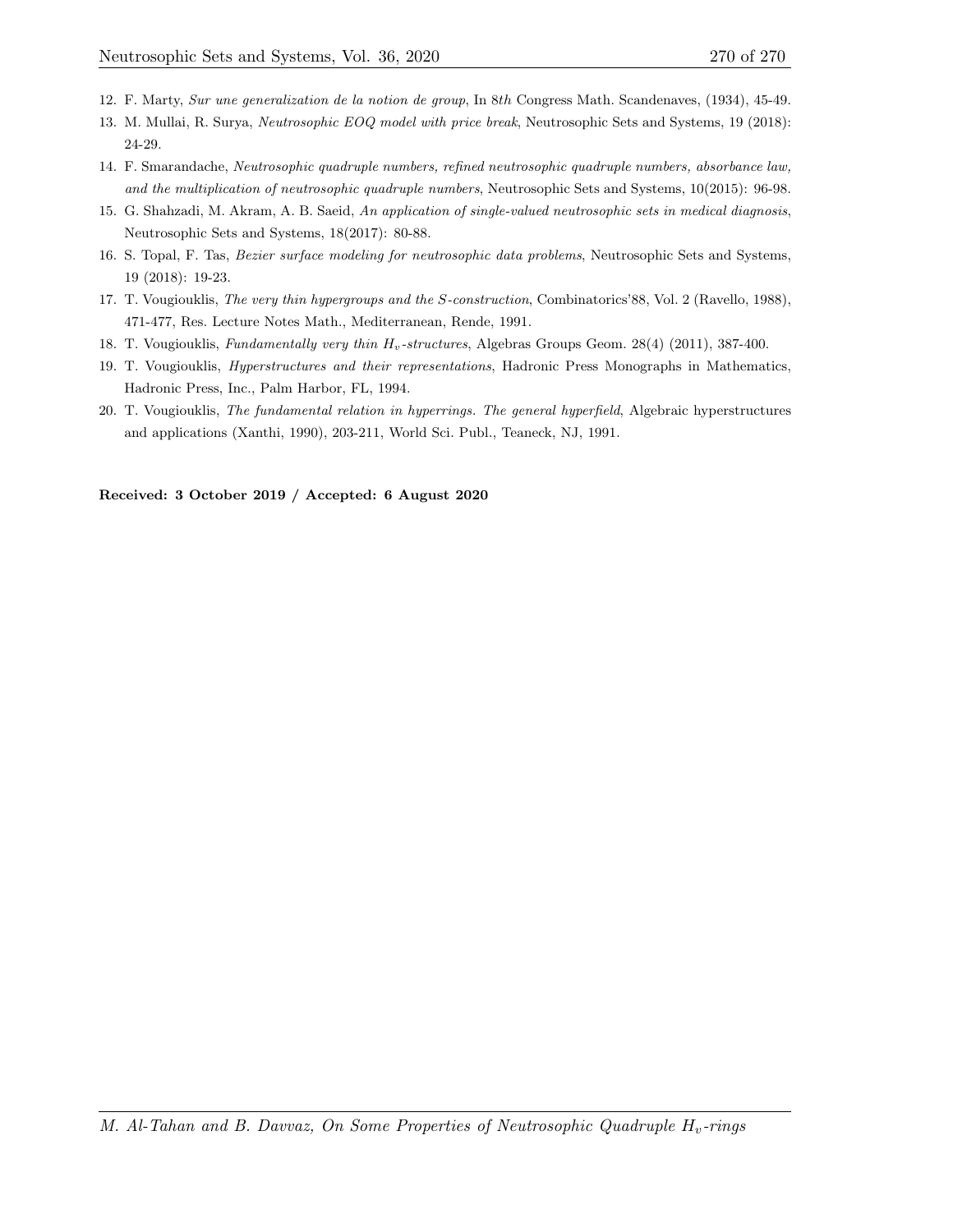12. F. Marty, *Sur une generalization de la notion de group*, In 8*th* Congress Math. Scandenaves, (1934), 45-49.
13. M. Mullai, R. Surya, *Neutrosophic EOQ model with price break*, Neutrosophic Sets and Systems, 19 (2018): 24-29.
14. F. Smarandache, *Neutrosophic quadruple numbers, refined neutrosophic quadruple numbers, absorbance law, and the multiplication of neutrosophic quadruple numbers*, Neutrosophic Sets and Systems, 10(2015): 96-98.
15. G. Shahzadi, M. Akram, A. B. Saeid, *An application of single-valued neutrosophic sets in medical diagnosis*, Neutrosophic Sets and Systems, 18(2017): 80-88.
16. S. Topal, F. Tas, *Bezier surface modeling for neutrosophic data problems*, Neutrosophic Sets and Systems, 19 (2018): 19-23.
17. T. Vougiouklis, *The very thin hypergroups and the S-construction*, Combinatorics'88, Vol. 2 (Ravello, 1988), 471-477, Res. Lecture Notes Math., Mediterranean, Rende, 1991.
18. T. Vougiouklis, *Fundamentally very thin $H_v$-structures*, Algebras Groups Geom. 28(4) (2011), 387-400.
19. T. Vougiouklis, *Hyperstructures and their representations*, Hadronic Press Monographs in Mathematics, Hadronic Press, Inc., Palm Harbor, FL, 1994.
20. T. Vougiouklis, *The fundamental relation in hyperrings. The general hyperfield*, Algebraic hyperstructures and applications (Xanthi, 1990), 203-211, World Sci. Publ., Teaneck, NJ, 1991.

**Received: 3 October 2019 / Accepted: 6 August 2020**